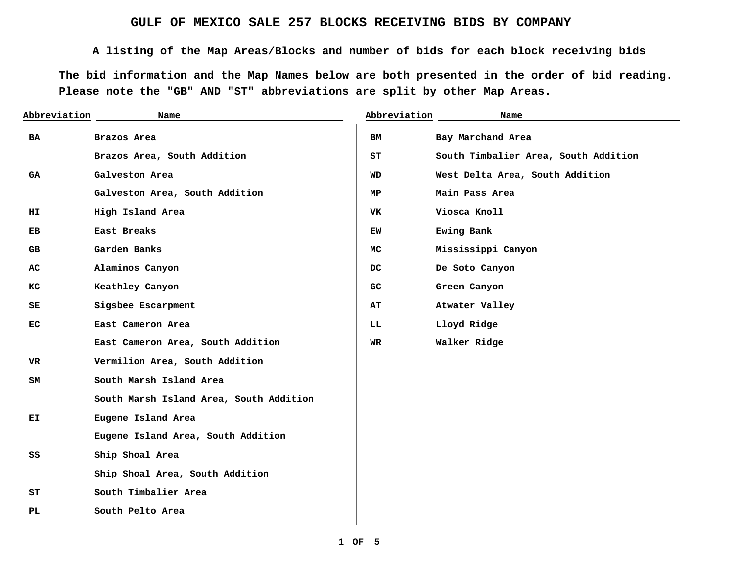# GULF OF MEXICO SALE 257 BLOCKS RECEIVING BIDS BY COMPANY

**A listing of the Map Areas/Blocks and number of bids for each block receiving bids**

**The bid information and the Map Names below are both presented in the order of bid reading.**
**Please note the "GB" AND "ST" abbreviations are split by other Map Areas.**

| Abbreviation | Name |
|---|---|
| BA | Brazos Area |
| | Brazos Area, South Addition |
| GA | Galveston Area |
| | Galveston Area, South Addition |
| HI | High Island Area |
| EB | East Breaks |
| GB | Garden Banks |
| AC | Alaminos Canyon |
| KC | Keathley Canyon |
| SE | Sigsbee Escarpment |
| EC | East Cameron Area |
| | East Cameron Area, South Addition |
| VR | Vermilion Area, South Addition |
| SM | South Marsh Island Area |
| | South Marsh Island Area, South Addition |
| EI | Eugene Island Area |
| | Eugene Island Area, South Addition |
| SS | Ship Shoal Area |
| | Ship Shoal Area, South Addition |
| ST | South Timbalier Area |
| PL | South Pelto Area |
| BM | Bay Marchand Area |
| ST | South Timbalier Area, South Addition |
| WD | West Delta Area, South Addition |
| MP | Main Pass Area |
| VK | Viosca Knoll |
| EW | Ewing Bank |
| MC | Mississippi Canyon |
| DC | De Soto Canyon |
| GC | Green Canyon |
| AT | Atwater Valley |
| LL | Lloyd Ridge |
| WR | Walker Ridge |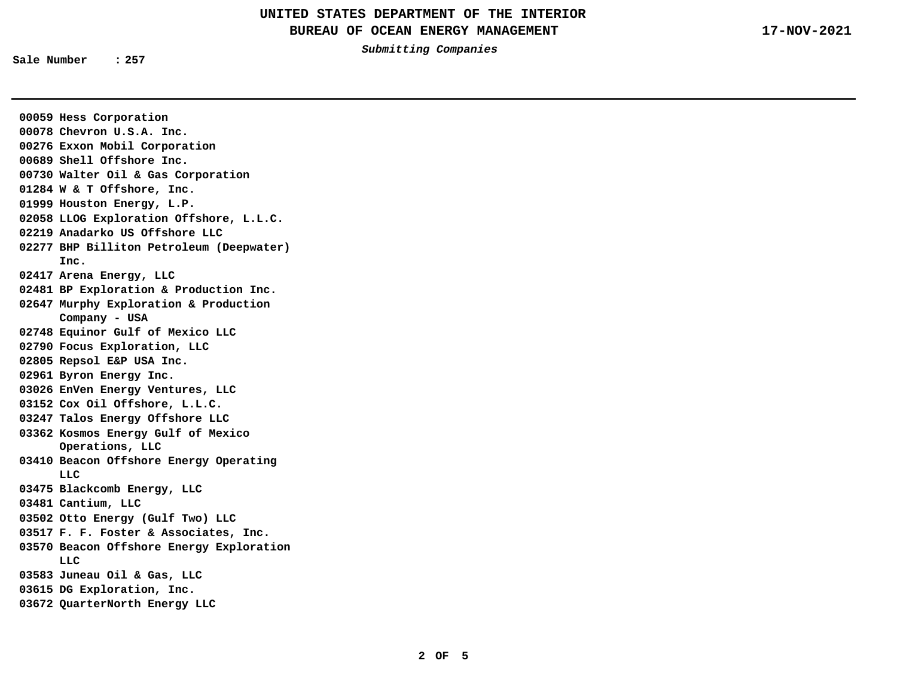# UNITED STATES DEPARTMENT OF THE INTERIOR
## BUREAU OF OCEAN ENERGY MANAGEMENT

17-NOV-2021

***Submitting Companies***

**Sale Number : 257**

---

**00059** Hess Corporation
**00078** Chevron U.S.A. Inc.
**00276** Exxon Mobil Corporation
**00689** Shell Offshore Inc.
**00730** Walter Oil & Gas Corporation
**01284** W & T Offshore, Inc.
**01999** Houston Energy, L.P.
**02058** LLOG Exploration Offshore, L.L.C.
**02219** Anadarko US Offshore LLC
**02277** BHP Billiton Petroleum (Deepwater) Inc.
**02417** Arena Energy, LLC
**02481** BP Exploration & Production Inc.
**02647** Murphy Exploration & Production Company - USA
**02748** Equinor Gulf of Mexico LLC
**02790** Focus Exploration, LLC
**02805** Repsol E&P USA Inc.
**02961** Byron Energy Inc.
**03026** EnVen Energy Ventures, LLC
**03152** Cox Oil Offshore, L.L.C.
**03247** Talos Energy Offshore LLC
**03362** Kosmos Energy Gulf of Mexico Operations, LLC
**03410** Beacon Offshore Energy Operating LLC
**03475** Blackcomb Energy, LLC
**03481** Cantium, LLC
**03502** Otto Energy (Gulf Two) LLC
**03517** F. F. Foster & Associates, Inc.
**03570** Beacon Offshore Energy Exploration LLC
**03583** Juneau Oil & Gas, LLC
**03615** DG Exploration, Inc.
**03672** QuarterNorth Energy LLC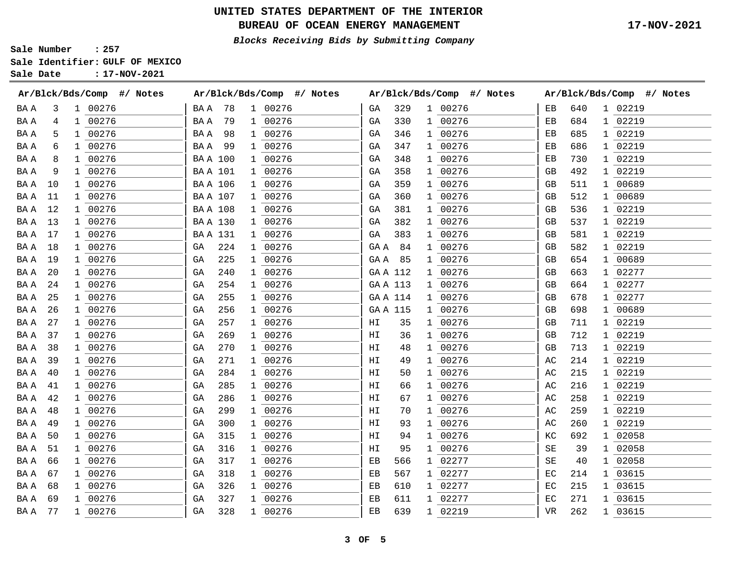# UNITED STATES DEPARTMENT OF THE INTERIOR

## BUREAU OF OCEAN ENERGY MANAGEMENT

17-NOV-2021

***Blocks Receiving Bids by Submitting Company***

**Sale Number : 257**
**Sale Identifier: GULF OF MEXICO**
**Sale Date : 17-NOV-2021**

| Ar | Blck | Bds | Comp | #/ Notes |
|---|---|---|---|---|
| BA A | 3 | 1 | 00276 | |
| BA A | 4 | 1 | 00276 | |
| BA A | 5 | 1 | 00276 | |
| BA A | 6 | 1 | 00276 | |
| BA A | 8 | 1 | 00276 | |
| BA A | 9 | 1 | 00276 | |
| BA A | 10 | 1 | 00276 | |
| BA A | 11 | 1 | 00276 | |
| BA A | 12 | 1 | 00276 | |
| BA A | 13 | 1 | 00276 | |
| BA A | 17 | 1 | 00276 | |
| BA A | 18 | 1 | 00276 | |
| BA A | 19 | 1 | 00276 | |
| BA A | 20 | 1 | 00276 | |
| BA A | 24 | 1 | 00276 | |
| BA A | 25 | 1 | 00276 | |
| BA A | 26 | 1 | 00276 | |
| BA A | 27 | 1 | 00276 | |
| BA A | 37 | 1 | 00276 | |
| BA A | 38 | 1 | 00276 | |
| BA A | 39 | 1 | 00276 | |
| BA A | 40 | 1 | 00276 | |
| BA A | 41 | 1 | 00276 | |
| BA A | 42 | 1 | 00276 | |
| BA A | 48 | 1 | 00276 | |
| BA A | 49 | 1 | 00276 | |
| BA A | 50 | 1 | 00276 | |
| BA A | 51 | 1 | 00276 | |
| BA A | 66 | 1 | 00276 | |
| BA A | 67 | 1 | 00276 | |
| BA A | 68 | 1 | 00276 | |
| BA A | 69 | 1 | 00276 | |
| BA A | 77 | 1 | 00276 | |
| BA A | 78 | 1 | 00276 | |
| BA A | 79 | 1 | 00276 | |
| BA A | 98 | 1 | 00276 | |
| BA A | 99 | 1 | 00276 | |
| BA A | 100 | 1 | 00276 | |
| BA A | 101 | 1 | 00276 | |
| BA A | 106 | 1 | 00276 | |
| BA A | 107 | 1 | 00276 | |
| BA A | 108 | 1 | 00276 | |
| BA A | 130 | 1 | 00276 | |
| BA A | 131 | 1 | 00276 | |
| GA | 224 | 1 | 00276 | |
| GA | 225 | 1 | 00276 | |
| GA | 240 | 1 | 00276 | |
| GA | 254 | 1 | 00276 | |
| GA | 255 | 1 | 00276 | |
| GA | 256 | 1 | 00276 | |
| GA | 257 | 1 | 00276 | |
| GA | 269 | 1 | 00276 | |
| GA | 270 | 1 | 00276 | |
| GA | 271 | 1 | 00276 | |
| GA | 284 | 1 | 00276 | |
| GA | 285 | 1 | 00276 | |
| GA | 286 | 1 | 00276 | |
| GA | 299 | 1 | 00276 | |
| GA | 300 | 1 | 00276 | |
| GA | 315 | 1 | 00276 | |
| GA | 316 | 1 | 00276 | |
| GA | 317 | 1 | 00276 | |
| GA | 318 | 1 | 00276 | |
| GA | 326 | 1 | 00276 | |
| GA | 327 | 1 | 00276 | |
| GA | 328 | 1 | 00276 | |
| GA | 329 | 1 | 00276 | |
| GA | 330 | 1 | 00276 | |
| GA | 346 | 1 | 00276 | |
| GA | 347 | 1 | 00276 | |
| GA | 348 | 1 | 00276 | |
| GA | 358 | 1 | 00276 | |
| GA | 359 | 1 | 00276 | |
| GA | 360 | 1 | 00276 | |
| GA | 381 | 1 | 00276 | |
| GA | 382 | 1 | 00276 | |
| GA | 383 | 1 | 00276 | |
| GA A | 84 | 1 | 00276 | |
| GA A | 85 | 1 | 00276 | |
| GA A | 112 | 1 | 00276 | |
| GA A | 113 | 1 | 00276 | |
| GA A | 114 | 1 | 00276 | |
| GA A | 115 | 1 | 00276 | |
| HI | 35 | 1 | 00276 | |
| HI | 36 | 1 | 00276 | |
| HI | 48 | 1 | 00276 | |
| HI | 49 | 1 | 00276 | |
| HI | 50 | 1 | 00276 | |
| HI | 66 | 1 | 00276 | |
| HI | 67 | 1 | 00276 | |
| HI | 70 | 1 | 00276 | |
| HI | 93 | 1 | 00276 | |
| HI | 94 | 1 | 00276 | |
| HI | 95 | 1 | 00276 | |
| EB | 566 | 1 | 02277 | |
| EB | 567 | 1 | 02277 | |
| EB | 610 | 1 | 02277 | |
| EB | 611 | 1 | 02277 | |
| EB | 639 | 1 | 02219 | |
| EB | 640 | 1 | 02219 | |
| EB | 684 | 1 | 02219 | |
| EB | 685 | 1 | 02219 | |
| EB | 686 | 1 | 02219 | |
| EB | 730 | 1 | 02219 | |
| GB | 492 | 1 | 02219 | |
| GB | 511 | 1 | 00689 | |
| GB | 512 | 1 | 00689 | |
| GB | 536 | 1 | 02219 | |
| GB | 537 | 1 | 02219 | |
| GB | 581 | 1 | 02219 | |
| GB | 582 | 1 | 02219 | |
| GB | 654 | 1 | 00689 | |
| GB | 663 | 1 | 02277 | |
| GB | 664 | 1 | 02277 | |
| GB | 678 | 1 | 02277 | |
| GB | 698 | 1 | 00689 | |
| GB | 711 | 1 | 02219 | |
| GB | 712 | 1 | 02219 | |
| GB | 713 | 1 | 02219 | |
| AC | 214 | 1 | 02219 | |
| AC | 215 | 1 | 02219 | |
| AC | 216 | 1 | 02219 | |
| AC | 258 | 1 | 02219 | |
| AC | 259 | 1 | 02219 | |
| AC | 260 | 1 | 02219 | |
| KC | 692 | 1 | 02058 | |
| SE | 39 | 1 | 02058 | |
| SE | 40 | 1 | 02058 | |
| EC | 214 | 1 | 03615 | |
| EC | 215 | 1 | 03615 | |
| EC | 271 | 1 | 03615 | |
| VR | 262 | 1 | 03615 | |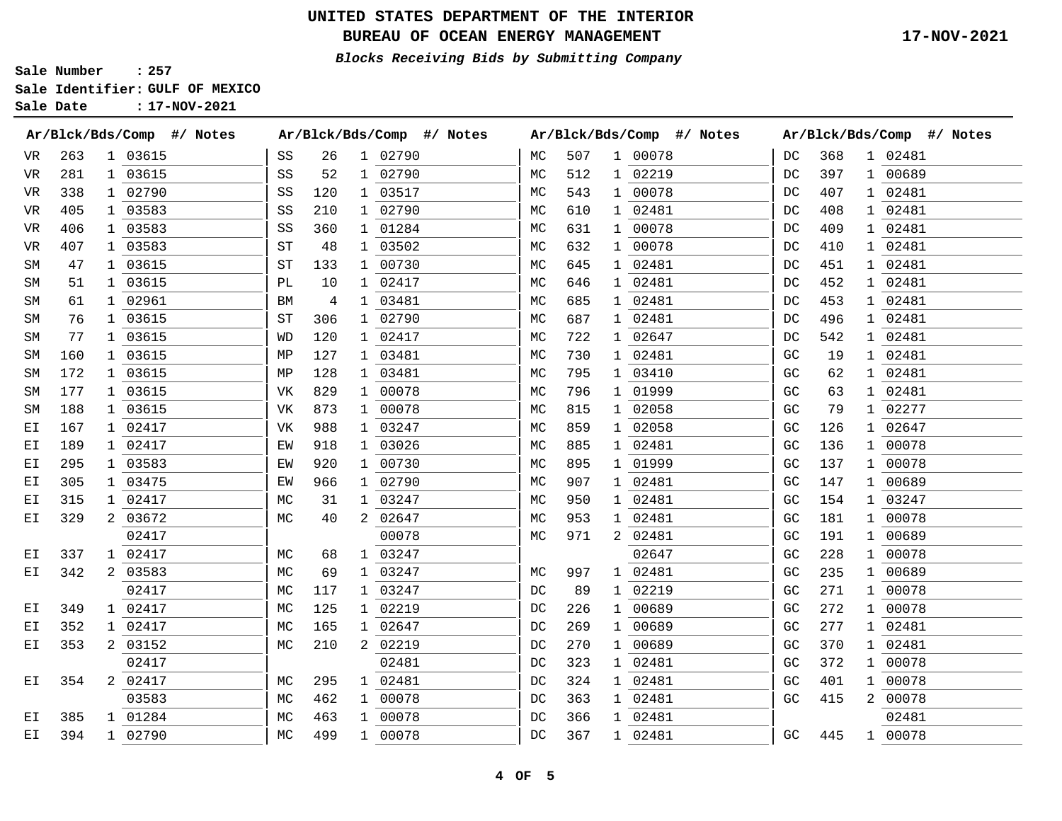# UNITED STATES DEPARTMENT OF THE INTERIOR

## BUREAU OF OCEAN ENERGY MANAGEMENT

17-NOV-2021

***Blocks Receiving Bids by Submitting Company***

**Sale Number : 257**
**Sale Identifier: GULF OF MEXICO**
**Sale Date : 17-NOV-2021**

| Ar | Blck | Bds | Comp | #/ Notes |
|---|---|---|---|---|
| VR | 263 | 1 | 03615 | |
| VR | 281 | 1 | 03615 | |
| VR | 338 | 1 | 02790 | |
| VR | 405 | 1 | 03583 | |
| VR | 406 | 1 | 03583 | |
| VR | 407 | 1 | 03583 | |
| SM | 47 | 1 | 03615 | |
| SM | 51 | 1 | 03615 | |
| SM | 61 | 1 | 02961 | |
| SM | 76 | 1 | 03615 | |
| SM | 77 | 1 | 03615 | |
| SM | 160 | 1 | 03615 | |
| SM | 172 | 1 | 03615 | |
| SM | 177 | 1 | 03615 | |
| SM | 188 | 1 | 03615 | |
| EI | 167 | 1 | 02417 | |
| EI | 189 | 1 | 02417 | |
| EI | 295 | 1 | 03583 | |
| EI | 305 | 1 | 03475 | |
| EI | 315 | 1 | 02417 | |
| EI | 329 | 2 | 03672 | |
| | | | 02417 | |
| EI | 337 | 1 | 02417 | |
| EI | 342 | 2 | 03583 | |
| | | | 02417 | |
| EI | 349 | 1 | 02417 | |
| EI | 352 | 1 | 02417 | |
| EI | 353 | 2 | 03152 | |
| | | | 02417 | |
| EI | 354 | 2 | 02417 | |
| | | | 03583 | |
| EI | 385 | 1 | 01284 | |
| EI | 394 | 1 | 02790 | |
| SS | 26 | 1 | 02790 | |
| SS | 52 | 1 | 02790 | |
| SS | 120 | 1 | 03517 | |
| SS | 210 | 1 | 02790 | |
| SS | 360 | 1 | 01284 | |
| ST | 48 | 1 | 03502 | |
| ST | 133 | 1 | 00730 | |
| PL | 10 | 1 | 02417 | |
| BM | 4 | 1 | 03481 | |
| ST | 306 | 1 | 02790 | |
| WD | 120 | 1 | 02417 | |
| MP | 127 | 1 | 03481 | |
| MP | 128 | 1 | 03481 | |
| VK | 829 | 1 | 00078 | |
| VK | 873 | 1 | 00078 | |
| VK | 988 | 1 | 03247 | |
| EW | 918 | 1 | 03026 | |
| EW | 920 | 1 | 00730 | |
| EW | 966 | 1 | 02790 | |
| MC | 31 | 1 | 03247 | |
| MC | 40 | 2 | 02647 | |
| | | | 00078 | |
| MC | 68 | 1 | 03247 | |
| MC | 69 | 1 | 03247 | |
| MC | 117 | 1 | 03247 | |
| MC | 125 | 1 | 02219 | |
| MC | 165 | 1 | 02647 | |
| MC | 210 | 2 | 02219 | |
| | | | 02481 | |
| MC | 295 | 1 | 02481 | |
| MC | 462 | 1 | 00078 | |
| MC | 463 | 1 | 00078 | |
| MC | 499 | 1 | 00078 | |
| MC | 507 | 1 | 00078 | |
| MC | 512 | 1 | 02219 | |
| MC | 543 | 1 | 00078 | |
| MC | 610 | 1 | 02481 | |
| MC | 631 | 1 | 00078 | |
| MC | 632 | 1 | 00078 | |
| MC | 645 | 1 | 02481 | |
| MC | 646 | 1 | 02481 | |
| MC | 685 | 1 | 02481 | |
| MC | 687 | 1 | 02481 | |
| MC | 722 | 1 | 02647 | |
| MC | 730 | 1 | 02481 | |
| MC | 795 | 1 | 03410 | |
| MC | 796 | 1 | 01999 | |
| MC | 815 | 1 | 02058 | |
| MC | 859 | 1 | 02058 | |
| MC | 885 | 1 | 02481 | |
| MC | 895 | 1 | 01999 | |
| MC | 907 | 1 | 02481 | |
| MC | 950 | 1 | 02481 | |
| MC | 953 | 1 | 02481 | |
| MC | 971 | 2 | 02481 | |
| | | | 02647 | |
| MC | 997 | 1 | 02481 | |
| DC | 89 | 1 | 02219 | |
| DC | 226 | 1 | 00689 | |
| DC | 269 | 1 | 00689 | |
| DC | 270 | 1 | 00689 | |
| DC | 323 | 1 | 02481 | |
| DC | 324 | 1 | 02481 | |
| DC | 363 | 1 | 02481 | |
| DC | 366 | 1 | 02481 | |
| DC | 367 | 1 | 02481 | |
| DC | 368 | 1 | 02481 | |
| DC | 397 | 1 | 00689 | |
| DC | 407 | 1 | 02481 | |
| DC | 408 | 1 | 02481 | |
| DC | 409 | 1 | 02481 | |
| DC | 410 | 1 | 02481 | |
| DC | 451 | 1 | 02481 | |
| DC | 452 | 1 | 02481 | |
| DC | 453 | 1 | 02481 | |
| DC | 496 | 1 | 02481 | |
| DC | 542 | 1 | 02481 | |
| GC | 19 | 1 | 02481 | |
| GC | 62 | 1 | 02481 | |
| GC | 63 | 1 | 02481 | |
| GC | 79 | 1 | 02277 | |
| GC | 126 | 1 | 02647 | |
| GC | 136 | 1 | 00078 | |
| GC | 137 | 1 | 00078 | |
| GC | 147 | 1 | 00689 | |
| GC | 154 | 1 | 03247 | |
| GC | 181 | 1 | 00078 | |
| GC | 191 | 1 | 00689 | |
| GC | 228 | 1 | 00078 | |
| GC | 235 | 1 | 00689 | |
| GC | 271 | 1 | 00078 | |
| GC | 272 | 1 | 00078 | |
| GC | 277 | 1 | 02481 | |
| GC | 370 | 1 | 02481 | |
| GC | 372 | 1 | 00078 | |
| GC | 401 | 1 | 00078 | |
| GC | 415 | 2 | 00078 | |
| | | | 02481 | |
| GC | 445 | 1 | 00078 | |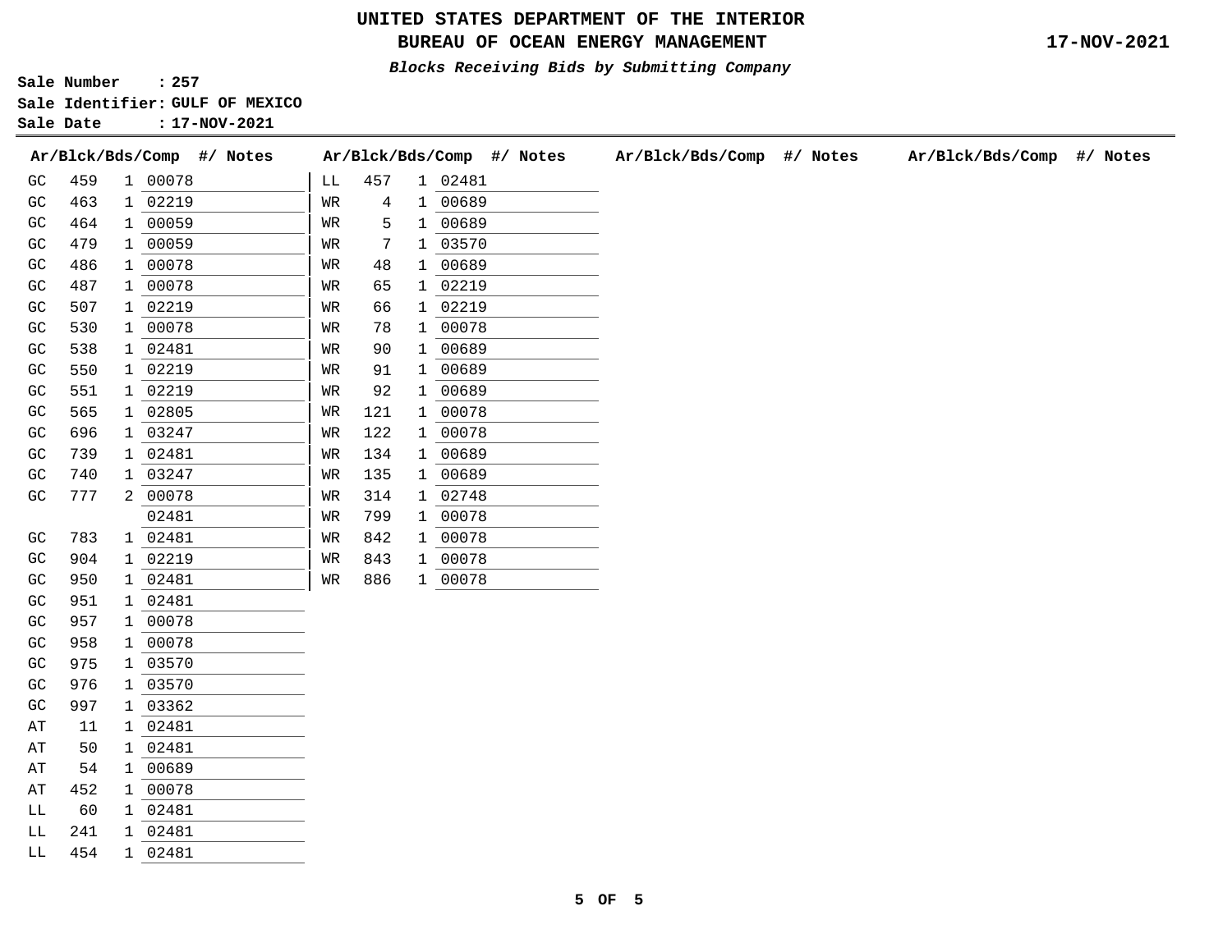# UNITED STATES DEPARTMENT OF THE INTERIOR

## BUREAU OF OCEAN ENERGY MANAGEMENT

**17-NOV-2021**

***Blocks Receiving Bids by Submitting Company***

**Sale Number : 257**

**Sale Identifier: GULF OF MEXICO**

**Sale Date : 17-NOV-2021**

| Ar | Blck | Bds | Comp | #/ Notes |
|---|---|---|---|---|
| GC | 459 | 1 | 00078 | |
| GC | 463 | 1 | 02219 | |
| GC | 464 | 1 | 00059 | |
| GC | 479 | 1 | 00059 | |
| GC | 486 | 1 | 00078 | |
| GC | 487 | 1 | 00078 | |
| GC | 507 | 1 | 02219 | |
| GC | 530 | 1 | 00078 | |
| GC | 538 | 1 | 02481 | |
| GC | 550 | 1 | 02219 | |
| GC | 551 | 1 | 02219 | |
| GC | 565 | 1 | 02805 | |
| GC | 696 | 1 | 03247 | |
| GC | 739 | 1 | 02481 | |
| GC | 740 | 1 | 03247 | |
| GC | 777 | 2 | 00078 | |
| | | | 02481 | |
| GC | 783 | 1 | 02481 | |
| GC | 904 | 1 | 02219 | |
| GC | 950 | 1 | 02481 | |
| GC | 951 | 1 | 02481 | |
| GC | 957 | 1 | 00078 | |
| GC | 958 | 1 | 00078 | |
| GC | 975 | 1 | 03570 | |
| GC | 976 | 1 | 03570 | |
| GC | 997 | 1 | 03362 | |
| AT | 11 | 1 | 02481 | |
| AT | 50 | 1 | 02481 | |
| AT | 54 | 1 | 00689 | |
| AT | 452 | 1 | 00078 | |
| LL | 60 | 1 | 02481 | |
| LL | 241 | 1 | 02481 | |
| LL | 454 | 1 | 02481 | |
| LL | 457 | 1 | 02481 | |
| WR | 4 | 1 | 00689 | |
| WR | 5 | 1 | 00689 | |
| WR | 7 | 1 | 03570 | |
| WR | 48 | 1 | 00689 | |
| WR | 65 | 1 | 02219 | |
| WR | 66 | 1 | 02219 | |
| WR | 78 | 1 | 00078 | |
| WR | 90 | 1 | 00689 | |
| WR | 91 | 1 | 00689 | |
| WR | 92 | 1 | 00689 | |
| WR | 121 | 1 | 00078 | |
| WR | 122 | 1 | 00078 | |
| WR | 134 | 1 | 00689 | |
| WR | 135 | 1 | 00689 | |
| WR | 314 | 1 | 02748 | |
| WR | 799 | 1 | 00078 | |
| WR | 842 | 1 | 00078 | |
| WR | 843 | 1 | 00078 | |
| WR | 886 | 1 | 00078 | |